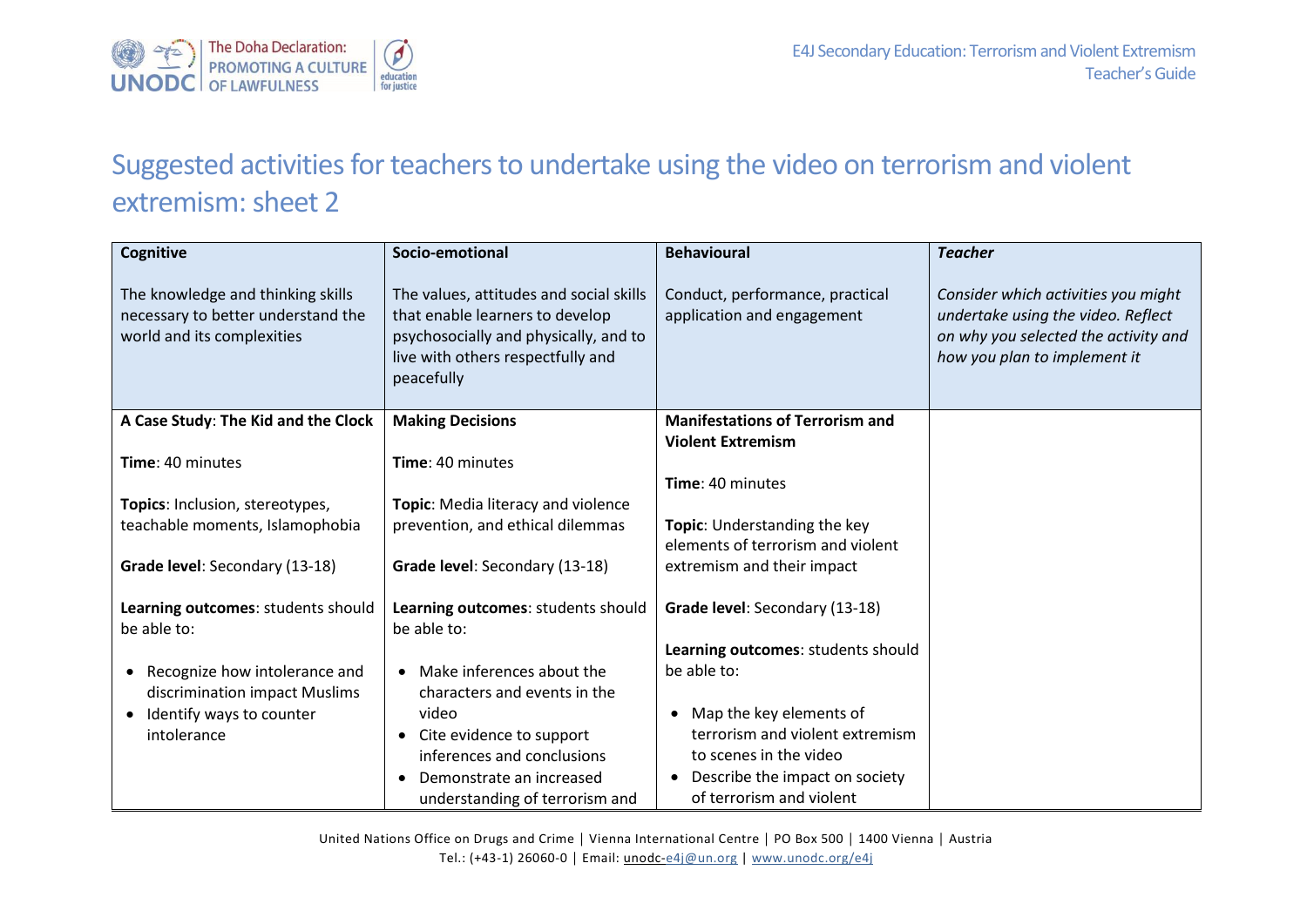# Suggested activities for teachers to undertake using the video on terrorism and violent extremism: sheet 2

| **Cognitive**<br><br>The knowledge and thinking skills necessary to better understand the world and its complexities | **Socio-emotional**<br><br>The values, attitudes and social skills that enable learners to develop psychosocially and physically, and to live with others respectfully and peacefully | **Behavioural**<br><br>Conduct, performance, practical application and engagement | ***Teacher***<br><br>*Consider which activities you might undertake using the video. Reflect on why you selected the activity and how you plan to implement it* |
|---|---|---|---|
| **A Case Study**: **The Kid and the Clock**<br><br>**Time**: 40 minutes<br><br>**Topics**: Inclusion, stereotypes, teachable moments, Islamophobia<br><br>**Grade level**: Secondary (13-18)<br><br>**Learning outcomes**: students should be able to:<br><br>• Recognize how intolerance and discrimination impact Muslims<br>• Identify ways to counter intolerance | **Making Decisions**<br><br>**Time**: 40 minutes<br><br>**Topic**: Media literacy and violence prevention, and ethical dilemmas<br><br>**Grade level**: Secondary (13-18)<br><br>**Learning outcomes**: students should be able to:<br><br>• Make inferences about the characters and events in the video<br>• Cite evidence to support inferences and conclusions<br>• Demonstrate an increased understanding of terrorism and | **Manifestations of Terrorism and Violent Extremism**<br><br>**Time**: 40 minutes<br><br>**Topic**: Understanding the key elements of terrorism and violent extremism and their impact<br><br>**Grade level**: Secondary (13-18)<br><br>**Learning outcomes**: students should be able to:<br><br>• Map the key elements of terrorism and violent extremism to scenes in the video<br>• Describe the impact on society of terrorism and violent | |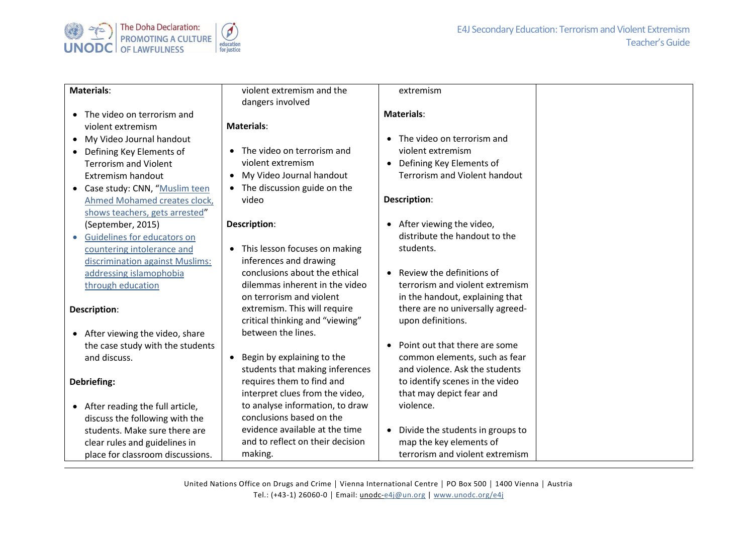| **Materials**:<br><br>• The video on terrorism and violent extremism<br>• My Video Journal handout<br>• Defining Key Elements of Terrorism and Violent Extremism handout<br>• Case study: CNN, "Muslim teen Ahmed Mohamed creates clock, shows teachers, gets arrested" (September, 2015)<br>• Guidelines for educators on countering intolerance and discrimination against Muslims: addressing islamophobia through education<br><br>**Description**:<br><br>• After viewing the video, share the case study with the students and discuss.<br><br>**Debriefing:**<br><br>• After reading the full article, discuss the following with the students. Make sure there are clear rules and guidelines in place for classroom discussions. | violent extremism and the dangers involved<br><br>**Materials**:<br><br>• The video on terrorism and violent extremism<br>• My Video Journal handout<br>• The discussion guide on the video<br><br>**Description**:<br><br>• This lesson focuses on making inferences and drawing conclusions about the ethical dilemmas inherent in the video on terrorism and violent extremism. This will require critical thinking and "viewing" between the lines.<br><br>• Begin by explaining to the students that making inferences requires them to find and interpret clues from the video, to analyse information, to draw conclusions based on the evidence available at the time and to reflect on their decision making. | extremism<br><br>**Materials**:<br><br>• The video on terrorism and violent extremism<br>• Defining Key Elements of Terrorism and Violent handout<br><br>**Description**:<br><br>• After viewing the video, distribute the handout to the students.<br><br>• Review the definitions of terrorism and violent extremism in the handout, explaining that there are no universally agreed-upon definitions.<br><br>• Point out that there are some common elements, such as fear and violence. Ask the students to identify scenes in the video that may depict fear and violence.<br><br>• Divide the students in groups to map the key elements of terrorism and violent extremism | |
|---|---|---|---|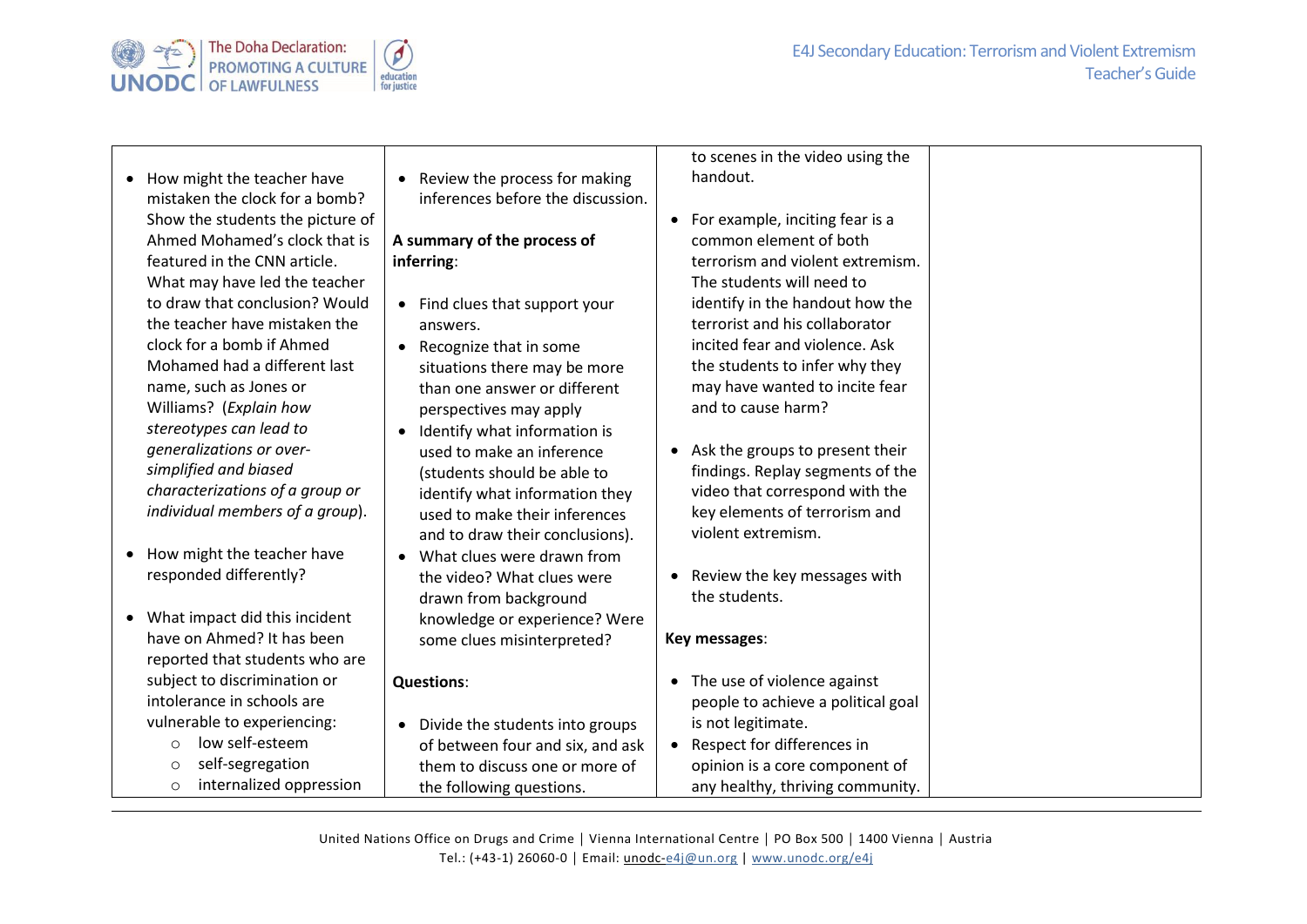| | | | |
|---|---|---|---|
| • How might the teacher have mistaken the clock for a bomb? Show the students the picture of Ahmed Mohamed's clock that is featured in the CNN article. What may have led the teacher to draw that conclusion? Would the teacher have mistaken the clock for a bomb if Ahmed Mohamed had a different last name, such as Jones or Williams? (*Explain how stereotypes can lead to generalizations or over-simplified and biased characterizations of a group or individual members of a group*).<br><br>• How might the teacher have responded differently?<br><br>• What impact did this incident have on Ahmed? It has been reported that students who are subject to discrimination or intolerance in schools are vulnerable to experiencing:<br>  ○ low self-esteem<br>  ○ self-segregation<br>  ○ internalized oppression | • Review the process for making inferences before the discussion.<br><br>**A summary of the process of inferring**:<br><br>• Find clues that support your answers.<br>• Recognize that in some situations there may be more than one answer or different perspectives may apply<br>• Identify what information is used to make an inference (students should be able to identify what information they used to make their inferences and to draw their conclusions).<br>• What clues were drawn from the video? What clues were drawn from background knowledge or experience? Were some clues misinterpreted?<br><br>**Questions**:<br><br>• Divide the students into groups of between four and six, and ask them to discuss one or more of the following questions. | to scenes in the video using the handout.<br><br>• For example, inciting fear is a common element of both terrorism and violent extremism. The students will need to identify in the handout how the terrorist and his collaborator incited fear and violence. Ask the students to infer why they may have wanted to incite fear and to cause harm?<br><br>• Ask the groups to present their findings. Replay segments of the video that correspond with the key elements of terrorism and violent extremism.<br><br>• Review the key messages with the students.<br><br>**Key messages**:<br><br>• The use of violence against people to achieve a political goal is not legitimate.<br>• Respect for differences in opinion is a core component of any healthy, thriving community. | |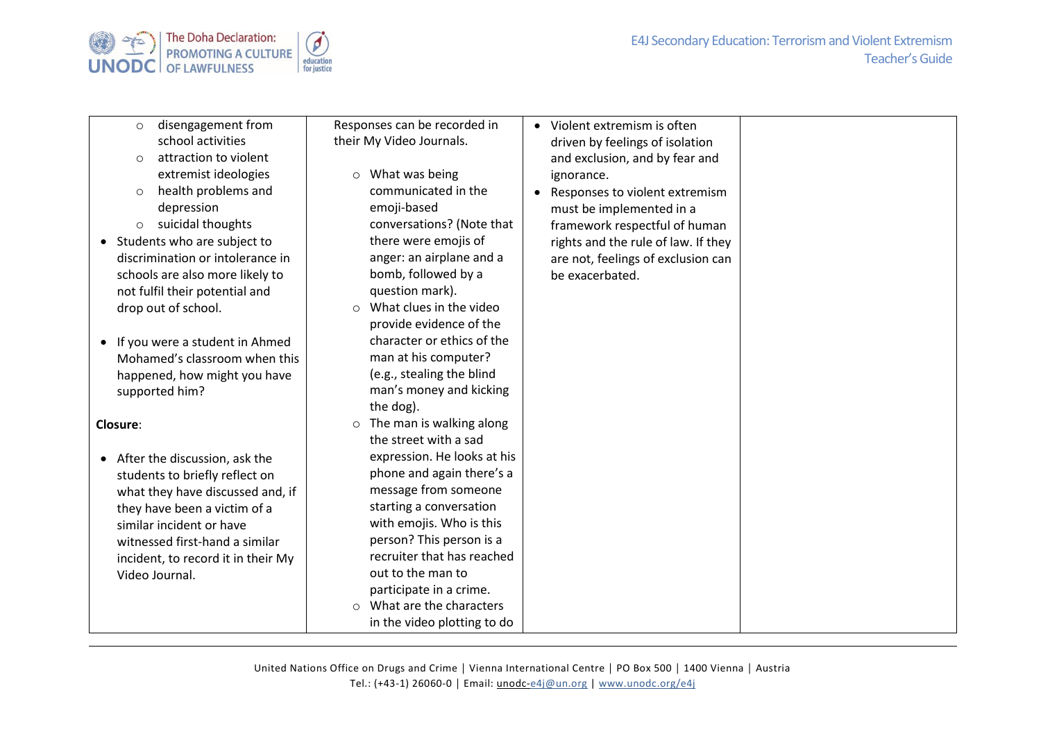| | | | |
|---|---|---|---|
| ◦ disengagement from school activities<br>◦ attraction to violent extremist ideologies<br>◦ health problems and depression<br>◦ suicidal thoughts<br>• Students who are subject to discrimination or intolerance in schools are also more likely to not fulfil their potential and drop out of school.<br><br>• If you were a student in Ahmed Mohamed's classroom when this happened, how might you have supported him?<br><br>**Closure**:<br><br>• After the discussion, ask the students to briefly reflect on what they have discussed and, if they have been a victim of a similar incident or have witnessed first-hand a similar incident, to record it in their My Video Journal. | Responses can be recorded in their My Video Journals.<br><br>◦ What was being communicated in the emoji-based conversations? (Note that there were emojis of anger: an airplane and a bomb, followed by a question mark).<br>◦ What clues in the video provide evidence of the character or ethics of the man at his computer? (e.g., stealing the blind man's money and kicking the dog).<br>◦ The man is walking along the street with a sad expression. He looks at his phone and again there's a message from someone starting a conversation with emojis. Who is this person? This person is a recruiter that has reached out to the man to participate in a crime.<br>◦ What are the characters in the video plotting to do | • Violent extremism is often driven by feelings of isolation and exclusion, and by fear and ignorance.<br>• Responses to violent extremism must be implemented in a framework respectful of human rights and the rule of law. If they are not, feelings of exclusion can be exacerbated. | |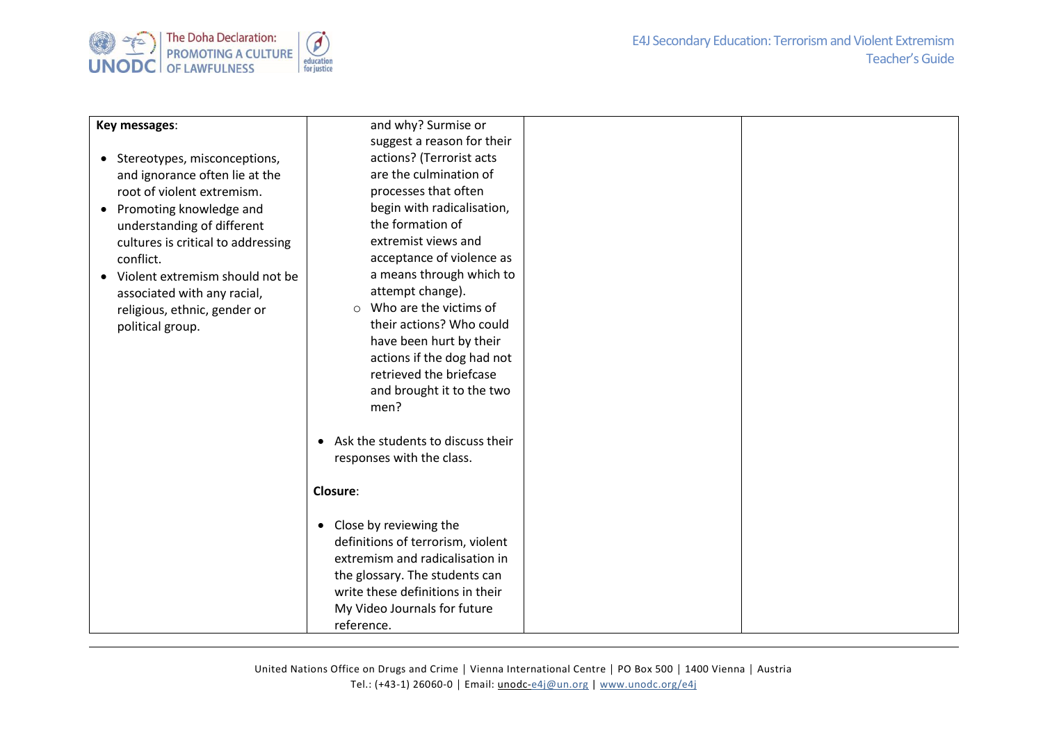| Key messages: | | | |
|---|---|---|---|
| • Stereotypes, misconceptions, and ignorance often lie at the root of violent extremism.<br>• Promoting knowledge and understanding of different cultures is critical to addressing conflict.<br>• Violent extremism should not be associated with any racial, religious, ethnic, gender or political group. | and why? Surmise or suggest a reason for their actions? (Terrorist acts are the culmination of processes that often begin with radicalisation, the formation of extremist views and acceptance of violence as a means through which to attempt change).<br>○ Who are the victims of their actions? Who could have been hurt by their actions if the dog had not retrieved the briefcase and brought it to the two men?<br><br>• Ask the students to discuss their responses with the class.<br><br>**Closure**:<br><br>• Close by reviewing the definitions of terrorism, violent extremism and radicalisation in the glossary. The students can write these definitions in their My Video Journals for future reference. | | |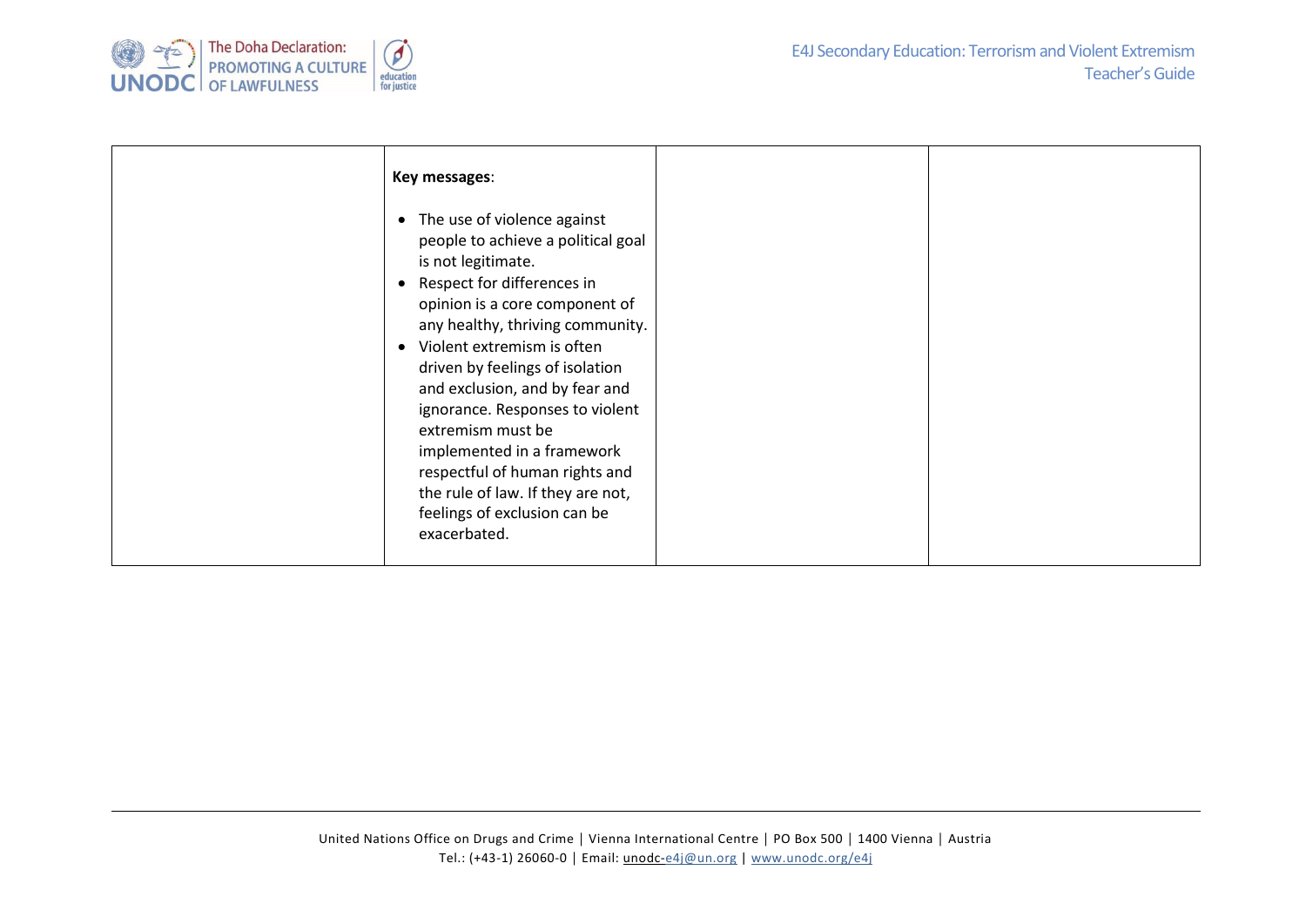| | | | |
|---|---|---|---|
| | **Key messages**:<br><br>• The use of violence against people to achieve a political goal is not legitimate.<br>• Respect for differences in opinion is a core component of any healthy, thriving community.<br>• Violent extremism is often driven by feelings of isolation and exclusion, and by fear and ignorance. Responses to violent extremism must be implemented in a framework respectful of human rights and the rule of law. If they are not, feelings of exclusion can be exacerbated. | | |